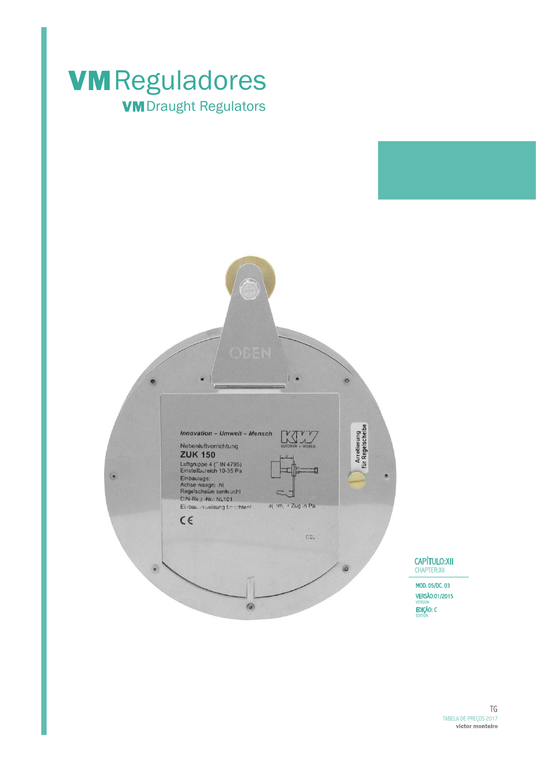# VM Reguladores

## VM Draught Regulators

CAPÍTULO:XII
CHAPTER:XII

MOD. 05/DC. 03

VERSÃO:01/2015
VERSION

EDIÇÃO: C
EDITION

TG
TABELA DE PREÇOS 2017
victor monteiro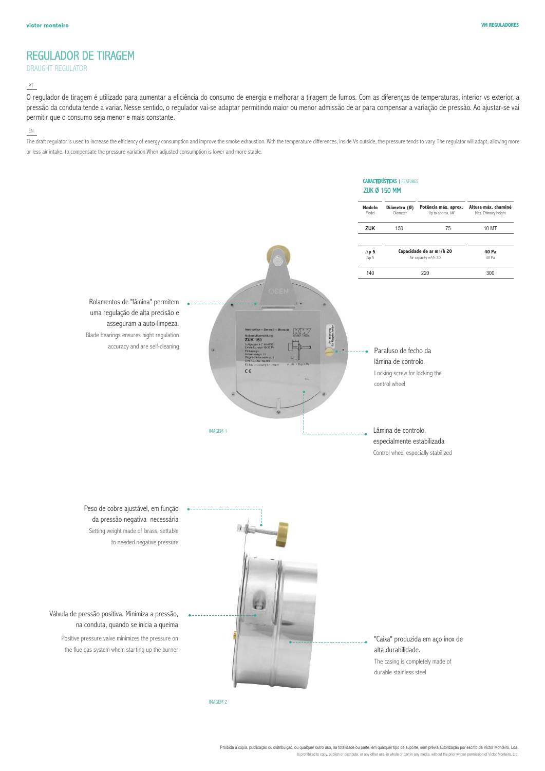# REGULADOR DE TIRAGEM

DRAUGHT REGULATOR

PT

O regulador de tiragem é utilizado para aumentar a eficiência do consumo de energia e melhorar a tiragem de fumos. Com as diferenças de temperaturas, interior vs exterior, a pressão da conduta tende a variar. Nesse sentido, o regulador vai-se adaptar permitindo maior ou menor admissão de ar para compensar a variação de pressão. Ao ajustar-se vai permitir que o consumo seja menor e mais constante.

EN

The draft regulator is used to increase the efficiency of energy consumption and improve the smoke exhaustion. With the temperature differences, inside Vs outside, the pressure tends to vary. The regulator will adapt, allowing more or less air intake, to compensate the pressure variation.When adjusted consumption is lower and more stable.

## CARACTERÍSTICAS | FEATURES

### ZUK Ø 150 MM

| Modelo<br>Model | Diâmetro (Ø)<br>Diameter | Potência máx. aprox.<br>Up to approx. kW | Altura máx. chaminé<br>Max. Chimney height |
|---|---|---|---|
| ZUK | 150 | 75 | 10 MT |

| Δp 5<br>Δp 5 | Capacidade de ar m³/h 20<br>Air capacity m³/h 20 | 40 Pa<br>40 Pa |
|---|---|---|
| 140 | 220 | 300 |

Rolamentos de "lâmina" permitem uma regulação de alta precisão e asseguram a auto-limpeza.

Blade bearings ensures hight regulation accuracy and are self-cleaning

Parafuso de fecho da lâmina de controlo.

Locking screw for locking the control wheel

Lâmina de controlo, especialmente estabilizada

Control wheel especially stabilized

IMAGEM 1

Peso de cobre ajustável, em função da pressão negativa necessária

Setting weight made of brass, settable to needed negative pressure

Válvula de pressão positiva. Minimiza a pressão, na conduta, quando se inicia a queima

Positive pressure valve minimizes the pressure on the flue gas system whem starting up the burner

"Caixa" produzida em aço inox de alta durabilidade.

The casing is completely made of durable stainless steel

IMAGEM 2

Proibida a cópia, publicação ou distribuição, ou qualquer outro uso, na totalidade ou parte, em qualquer tipo de suporte, sem prévia autorização por escrito da Victor Monteiro, Lda.

Is prohibited to copy, publish or distribute, or any other use, in whole or part in any media, without the prior written permission of Victor Monteiro, Ltd.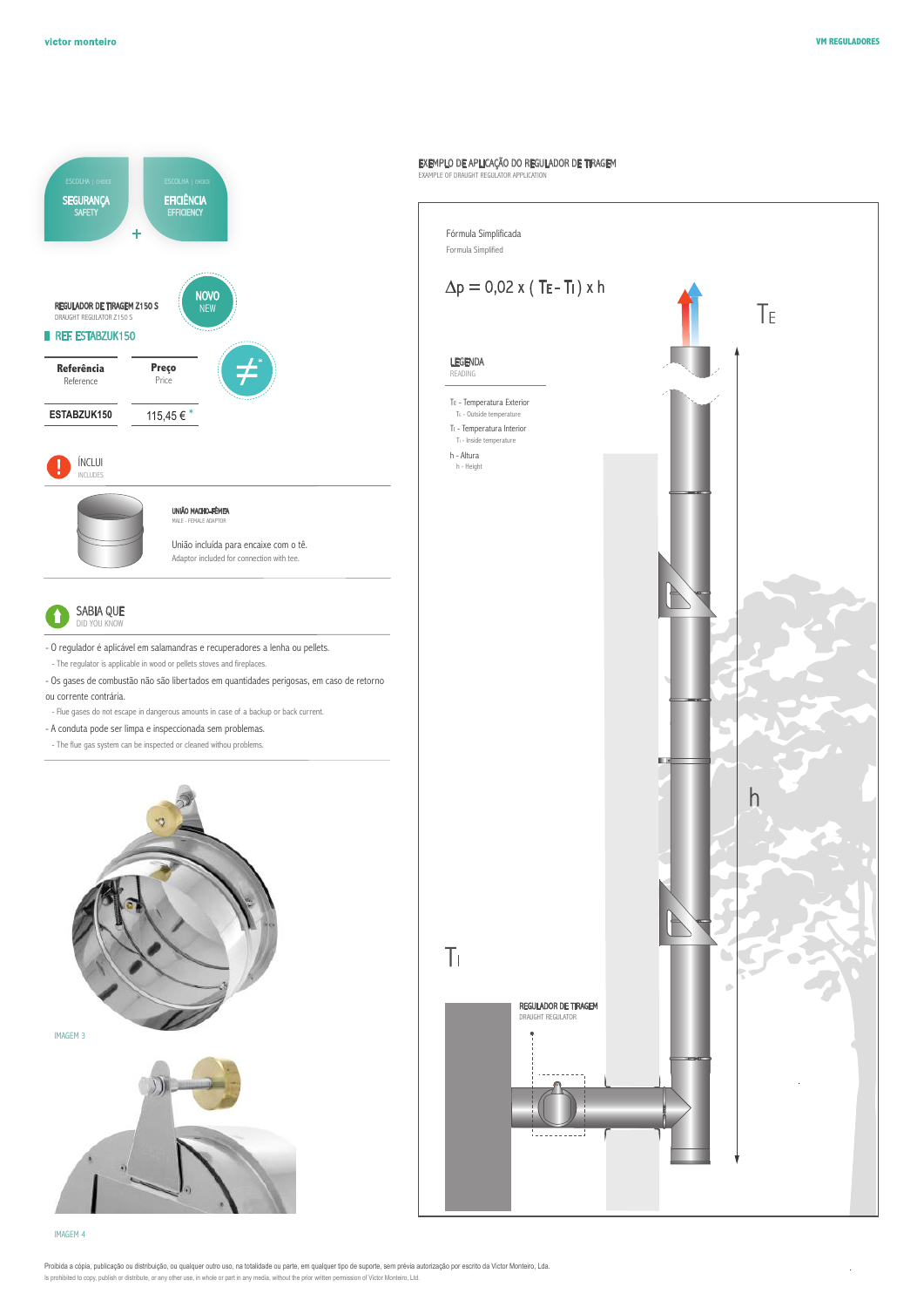ESCOLHA | CHOICE
**SEGURANÇA**
SAFETY

+

ESCOLHA | CHOICE
**EFICIÊNCIA**
EFFICIENCY

NOVO
NEW

## REGULADOR DE TIRAGEM Z150 S
DRAUGHT REGULATOR Z150 S

### REF. ESTABZUK150

| Referência<br>Reference | Preço<br>Price |
|---|---|
| ESTABZUK150 | 115,45 € * |

### ÍNCLUI
INCLUDES

**UNIÃO MACHO-FÊMEA**
MALE - FEMALE ADAPTOR

União incluída para encaixe com o tê.
Adaptor included for connection with tee.

### SABIA QUE
DID YOU KNOW

- O regulador é aplicável em salamandras e recuperadores a lenha ou pellets.
  - The regulator is applicable in wood or pellets stoves and fireplaces.
- Os gases de combustão não são libertados em quantidades perigosas, em caso de retorno ou corrente contrária.
  - Flue gases do not escape in dangerous amounts in case of a backup or back current.
- A conduta pode ser limpa e inspeccionada sem problemas.
  - The flue gas system can be inspected or cleaned withou problems.

IMAGEM 3

IMAGEM 4

## EXEMPLO DE APLICAÇÃO DO REGULADOR DE TIRAGEM
EXAMPLE OF DRAUGHT REGULATOR APPLICATION

Fórmula Simplificada
Formula Simplified

$$\Delta p = 0{,}02 \times (T_E - T_I) \times h$$

**LEGENDA**
READING

$T_E$ - Temperatura Exterior
$T_E$ - Outside temperature

$T_I$ - Temperatura Interior
$T_I$ - Inside temperature

h - Altura
h - Height

$T_E$

h

$T_I$

**REGULADOR DE TIRAGEM**
DRAUGHT REGULATOR

Proibida a cópia, publicação ou distribuição, ou qualquer outro uso, na totalidade ou parte, em qualquer tipo de suporte, sem prévia autorização por escrito da Victor Monteiro, Lda.
Is prohibited to copy, publish or distribute, or any other use, in whole or part in any media, without the prior written permission of Victor Monteiro, Ltd.